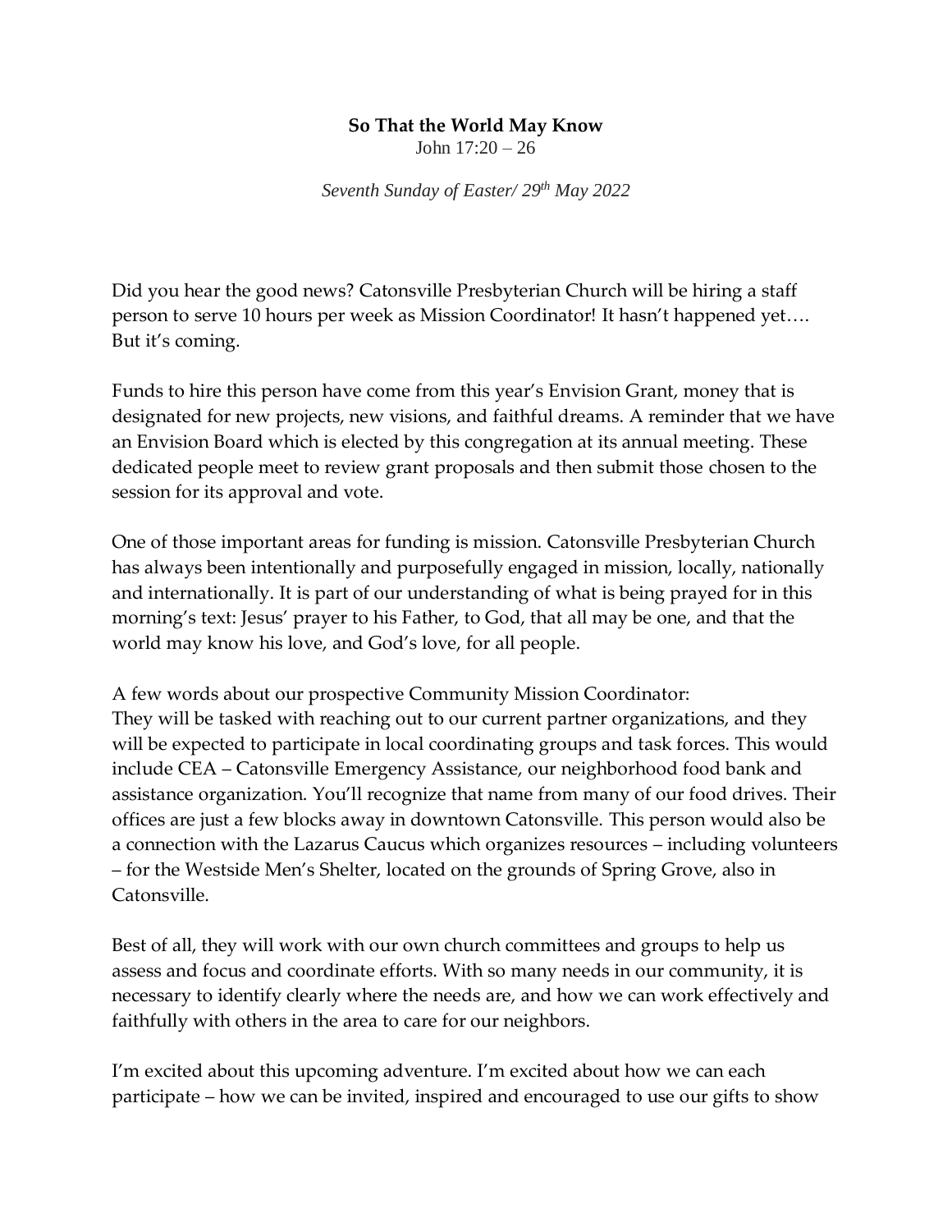**So That the World May Know**

John 17:20 – 26

*Seventh Sunday of Easter/ 29th May 2022*

Did you hear the good news? Catonsville Presbyterian Church will be hiring a staff person to serve 10 hours per week as Mission Coordinator! It hasn't happened yet…. But it's coming.

Funds to hire this person have come from this year's Envision Grant, money that is designated for new projects, new visions, and faithful dreams. A reminder that we have an Envision Board which is elected by this congregation at its annual meeting. These dedicated people meet to review grant proposals and then submit those chosen to the session for its approval and vote.

One of those important areas for funding is mission. Catonsville Presbyterian Church has always been intentionally and purposefully engaged in mission, locally, nationally and internationally. It is part of our understanding of what is being prayed for in this morning's text: Jesus' prayer to his Father, to God, that all may be one, and that the world may know his love, and God's love, for all people.

A few words about our prospective Community Mission Coordinator:
They will be tasked with reaching out to our current partner organizations, and they will be expected to participate in local coordinating groups and task forces. This would include CEA – Catonsville Emergency Assistance, our neighborhood food bank and assistance organization. You'll recognize that name from many of our food drives. Their offices are just a few blocks away in downtown Catonsville. This person would also be a connection with the Lazarus Caucus which organizes resources – including volunteers – for the Westside Men's Shelter, located on the grounds of Spring Grove, also in Catonsville.

Best of all, they will work with our own church committees and groups to help us assess and focus and coordinate efforts. With so many needs in our community, it is necessary to identify clearly where the needs are, and how we can work effectively and faithfully with others in the area to care for our neighbors.

I'm excited about this upcoming adventure. I'm excited about how we can each participate – how we can be invited, inspired and encouraged to use our gifts to show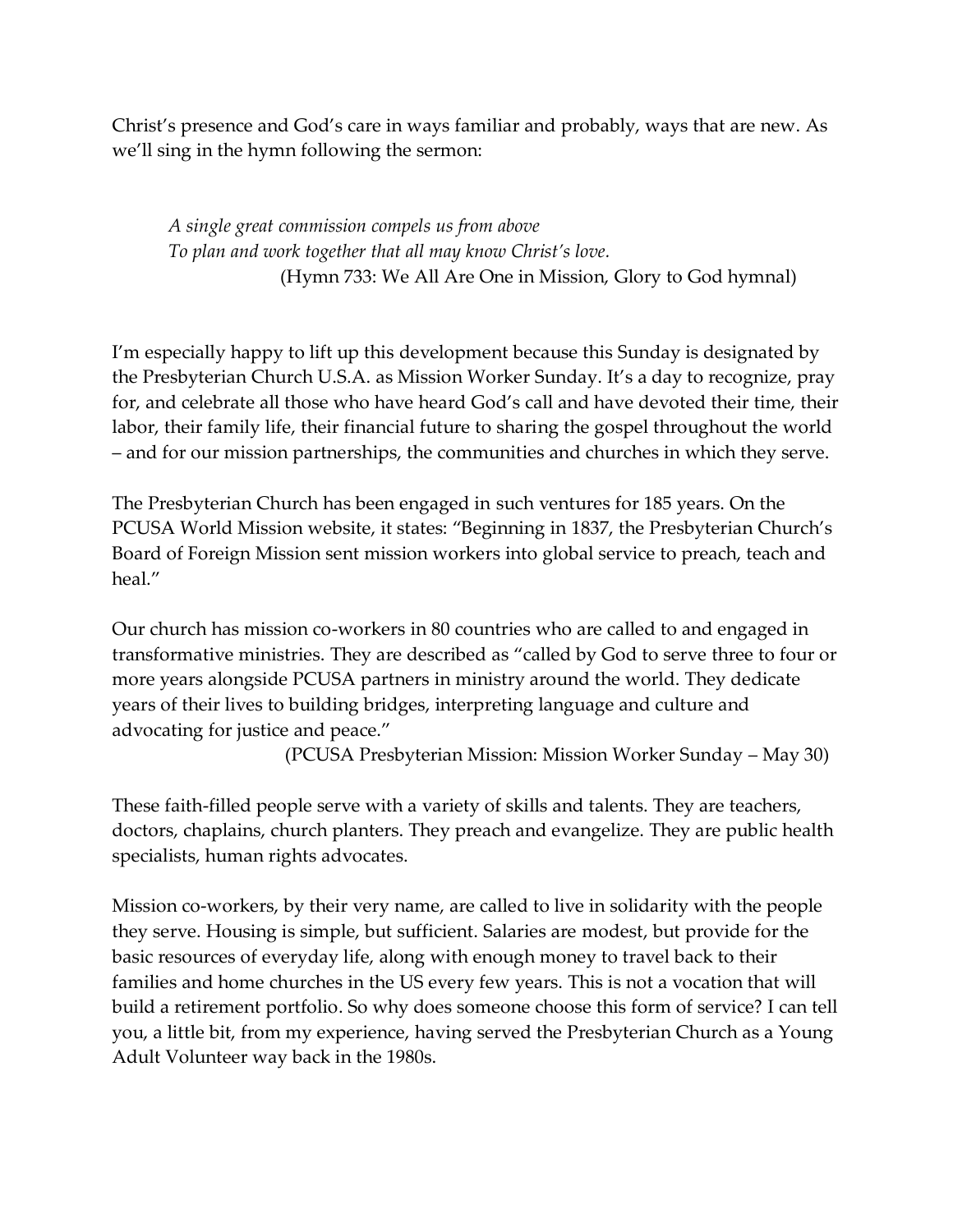Christ's presence and God's care in ways familiar and probably, ways that are new. As we'll sing in the hymn following the sermon:

> *A single great commission compels us from above*
> *To plan and work together that all may know Christ's love.*
> (Hymn 733: We All Are One in Mission, Glory to God hymnal)

I'm especially happy to lift up this development because this Sunday is designated by the Presbyterian Church U.S.A. as Mission Worker Sunday. It's a day to recognize, pray for, and celebrate all those who have heard God's call and have devoted their time, their labor, their family life, their financial future to sharing the gospel throughout the world – and for our mission partnerships, the communities and churches in which they serve.

The Presbyterian Church has been engaged in such ventures for 185 years. On the PCUSA World Mission website, it states: "Beginning in 1837, the Presbyterian Church's Board of Foreign Mission sent mission workers into global service to preach, teach and heal."

Our church has mission co-workers in 80 countries who are called to and engaged in transformative ministries. They are described as "called by God to serve three to four or more years alongside PCUSA partners in ministry around the world. They dedicate years of their lives to building bridges, interpreting language and culture and advocating for justice and peace."

(PCUSA Presbyterian Mission: Mission Worker Sunday – May 30)

These faith-filled people serve with a variety of skills and talents. They are teachers, doctors, chaplains, church planters. They preach and evangelize. They are public health specialists, human rights advocates.

Mission co-workers, by their very name, are called to live in solidarity with the people they serve. Housing is simple, but sufficient. Salaries are modest, but provide for the basic resources of everyday life, along with enough money to travel back to their families and home churches in the US every few years. This is not a vocation that will build a retirement portfolio. So why does someone choose this form of service? I can tell you, a little bit, from my experience, having served the Presbyterian Church as a Young Adult Volunteer way back in the 1980s.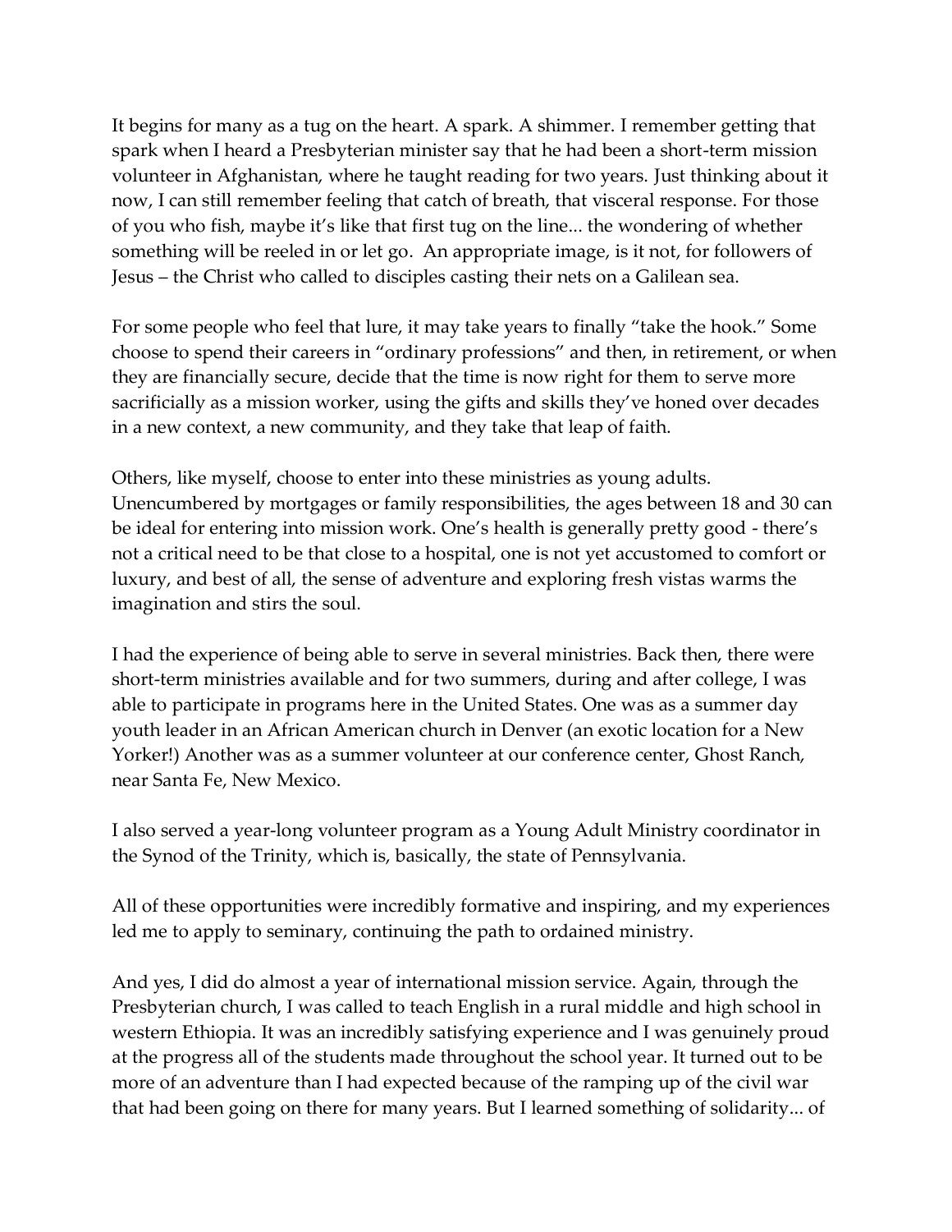It begins for many as a tug on the heart. A spark. A shimmer. I remember getting that spark when I heard a Presbyterian minister say that he had been a short-term mission volunteer in Afghanistan, where he taught reading for two years. Just thinking about it now, I can still remember feeling that catch of breath, that visceral response. For those of you who fish, maybe it's like that first tug on the line... the wondering of whether something will be reeled in or let go. An appropriate image, is it not, for followers of Jesus – the Christ who called to disciples casting their nets on a Galilean sea.

For some people who feel that lure, it may take years to finally "take the hook." Some choose to spend their careers in "ordinary professions" and then, in retirement, or when they are financially secure, decide that the time is now right for them to serve more sacrificially as a mission worker, using the gifts and skills they've honed over decades in a new context, a new community, and they take that leap of faith.

Others, like myself, choose to enter into these ministries as young adults. Unencumbered by mortgages or family responsibilities, the ages between 18 and 30 can be ideal for entering into mission work. One's health is generally pretty good - there's not a critical need to be that close to a hospital, one is not yet accustomed to comfort or luxury, and best of all, the sense of adventure and exploring fresh vistas warms the imagination and stirs the soul.

I had the experience of being able to serve in several ministries. Back then, there were short-term ministries available and for two summers, during and after college, I was able to participate in programs here in the United States. One was as a summer day youth leader in an African American church in Denver (an exotic location for a New Yorker!) Another was as a summer volunteer at our conference center, Ghost Ranch, near Santa Fe, New Mexico.

I also served a year-long volunteer program as a Young Adult Ministry coordinator in the Synod of the Trinity, which is, basically, the state of Pennsylvania.

All of these opportunities were incredibly formative and inspiring, and my experiences led me to apply to seminary, continuing the path to ordained ministry.

And yes, I did do almost a year of international mission service. Again, through the Presbyterian church, I was called to teach English in a rural middle and high school in western Ethiopia. It was an incredibly satisfying experience and I was genuinely proud at the progress all of the students made throughout the school year. It turned out to be more of an adventure than I had expected because of the ramping up of the civil war that had been going on there for many years. But I learned something of solidarity... of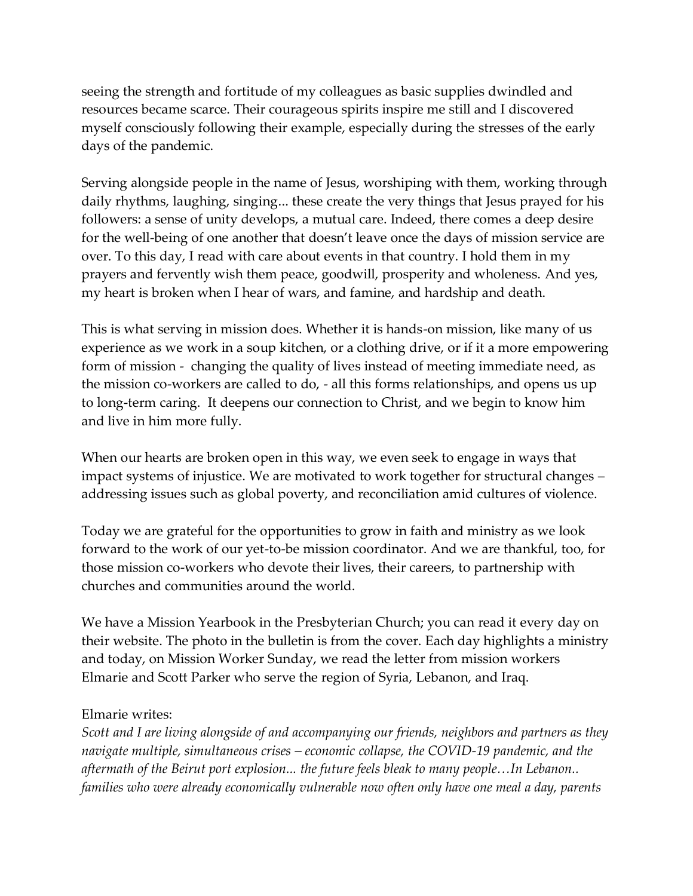seeing the strength and fortitude of my colleagues as basic supplies dwindled and resources became scarce. Their courageous spirits inspire me still and I discovered myself consciously following their example, especially during the stresses of the early days of the pandemic.

Serving alongside people in the name of Jesus, worshiping with them, working through daily rhythms, laughing, singing... these create the very things that Jesus prayed for his followers: a sense of unity develops, a mutual care. Indeed, there comes a deep desire for the well-being of one another that doesn't leave once the days of mission service are over. To this day, I read with care about events in that country. I hold them in my prayers and fervently wish them peace, goodwill, prosperity and wholeness. And yes, my heart is broken when I hear of wars, and famine, and hardship and death.

This is what serving in mission does. Whether it is hands-on mission, like many of us experience as we work in a soup kitchen, or a clothing drive, or if it a more empowering form of mission - changing the quality of lives instead of meeting immediate need, as the mission co-workers are called to do, - all this forms relationships, and opens us up to long-term caring. It deepens our connection to Christ, and we begin to know him and live in him more fully.

When our hearts are broken open in this way, we even seek to engage in ways that impact systems of injustice. We are motivated to work together for structural changes – addressing issues such as global poverty, and reconciliation amid cultures of violence.

Today we are grateful for the opportunities to grow in faith and ministry as we look forward to the work of our yet-to-be mission coordinator. And we are thankful, too, for those mission co-workers who devote their lives, their careers, to partnership with churches and communities around the world.

We have a Mission Yearbook in the Presbyterian Church; you can read it every day on their website. The photo in the bulletin is from the cover. Each day highlights a ministry and today, on Mission Worker Sunday, we read the letter from mission workers Elmarie and Scott Parker who serve the region of Syria, Lebanon, and Iraq.

Elmarie writes:
*Scott and I are living alongside of and accompanying our friends, neighbors and partners as they navigate multiple, simultaneous crises – economic collapse, the COVID-19 pandemic, and the aftermath of the Beirut port explosion... the future feels bleak to many people…In Lebanon.. families who were already economically vulnerable now often only have one meal a day, parents*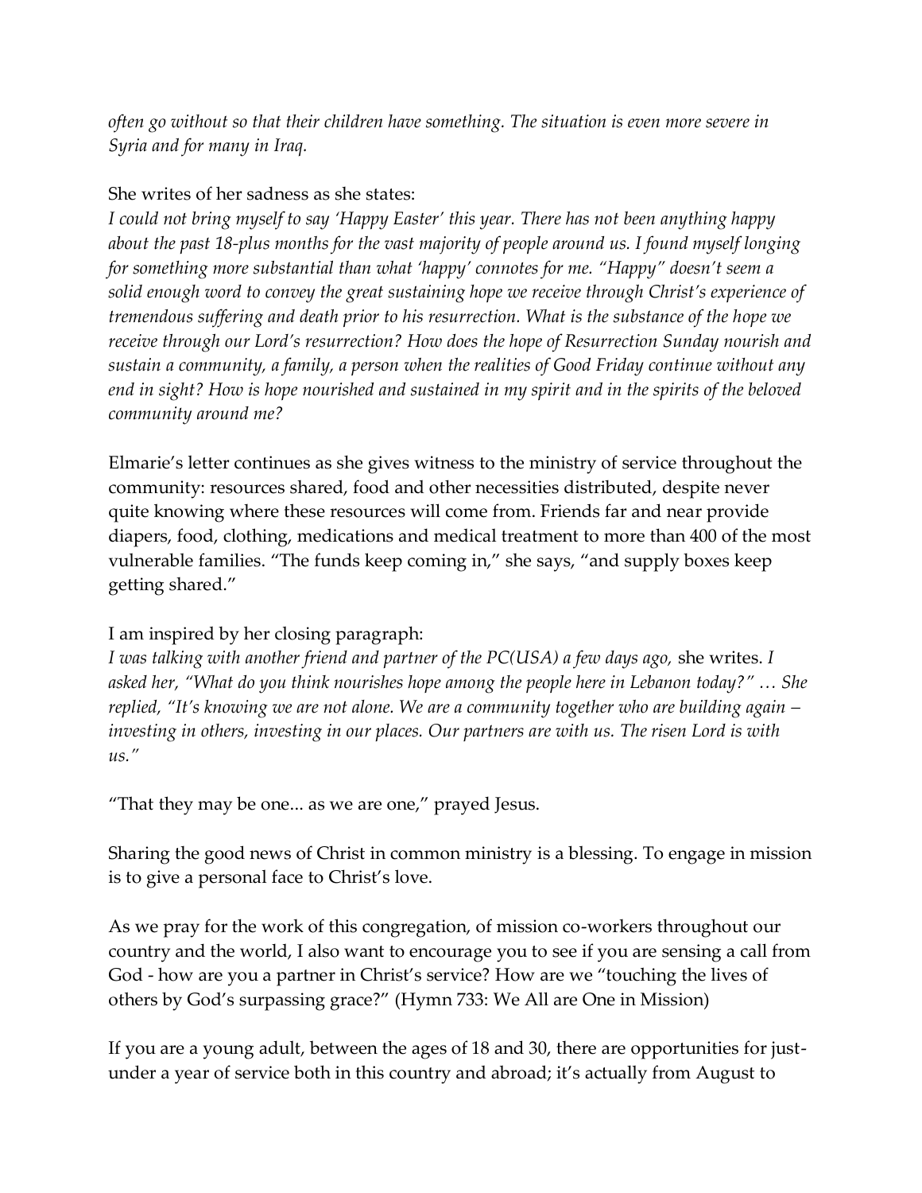*often go without so that their children have something. The situation is even more severe in Syria and for many in Iraq.*

She writes of her sadness as she states:
*I could not bring myself to say 'Happy Easter' this year. There has not been anything happy about the past 18-plus months for the vast majority of people around us. I found myself longing for something more substantial than what 'happy' connotes for me. "Happy" doesn't seem a solid enough word to convey the great sustaining hope we receive through Christ's experience of tremendous suffering and death prior to his resurrection. What is the substance of the hope we receive through our Lord's resurrection? How does the hope of Resurrection Sunday nourish and sustain a community, a family, a person when the realities of Good Friday continue without any end in sight? How is hope nourished and sustained in my spirit and in the spirits of the beloved community around me?*

Elmarie's letter continues as she gives witness to the ministry of service throughout the community: resources shared, food and other necessities distributed, despite never quite knowing where these resources will come from. Friends far and near provide diapers, food, clothing, medications and medical treatment to more than 400 of the most vulnerable families. "The funds keep coming in," she says, "and supply boxes keep getting shared."

I am inspired by her closing paragraph:
*I was talking with another friend and partner of the PC(USA) a few days ago,* she writes. *I asked her, "What do you think nourishes hope among the people here in Lebanon today?" … She replied, "It's knowing we are not alone. We are a community together who are building again – investing in others, investing in our places. Our partners are with us. The risen Lord is with us."*

"That they may be one... as we are one," prayed Jesus.

Sharing the good news of Christ in common ministry is a blessing. To engage in mission is to give a personal face to Christ's love.

As we pray for the work of this congregation, of mission co-workers throughout our country and the world, I also want to encourage you to see if you are sensing a call from God - how are you a partner in Christ's service? How are we "touching the lives of others by God's surpassing grace?" (Hymn 733: We All are One in Mission)

If you are a young adult, between the ages of 18 and 30, there are opportunities for just-under a year of service both in this country and abroad; it's actually from August to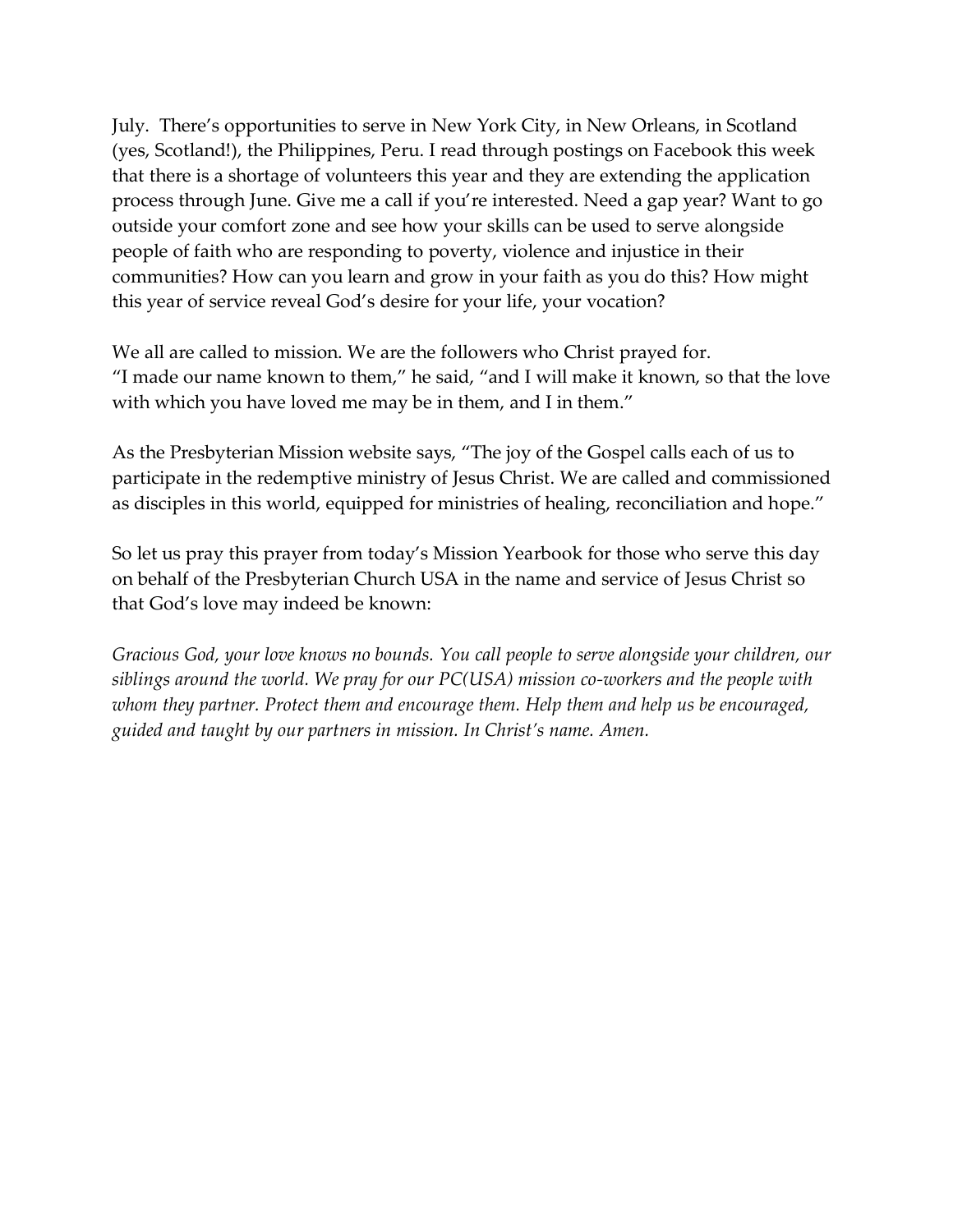July. There's opportunities to serve in New York City, in New Orleans, in Scotland (yes, Scotland!), the Philippines, Peru. I read through postings on Facebook this week that there is a shortage of volunteers this year and they are extending the application process through June. Give me a call if you're interested. Need a gap year? Want to go outside your comfort zone and see how your skills can be used to serve alongside people of faith who are responding to poverty, violence and injustice in their communities? How can you learn and grow in your faith as you do this? How might this year of service reveal God's desire for your life, your vocation?

We all are called to mission. We are the followers who Christ prayed for.
"I made our name known to them," he said, "and I will make it known, so that the love with which you have loved me may be in them, and I in them."

As the Presbyterian Mission website says, "The joy of the Gospel calls each of us to participate in the redemptive ministry of Jesus Christ. We are called and commissioned as disciples in this world, equipped for ministries of healing, reconciliation and hope."

So let us pray this prayer from today's Mission Yearbook for those who serve this day on behalf of the Presbyterian Church USA in the name and service of Jesus Christ so that God's love may indeed be known:

*Gracious God, your love knows no bounds. You call people to serve alongside your children, our siblings around the world. We pray for our PC(USA) mission co-workers and the people with whom they partner. Protect them and encourage them. Help them and help us be encouraged, guided and taught by our partners in mission. In Christ's name. Amen.*